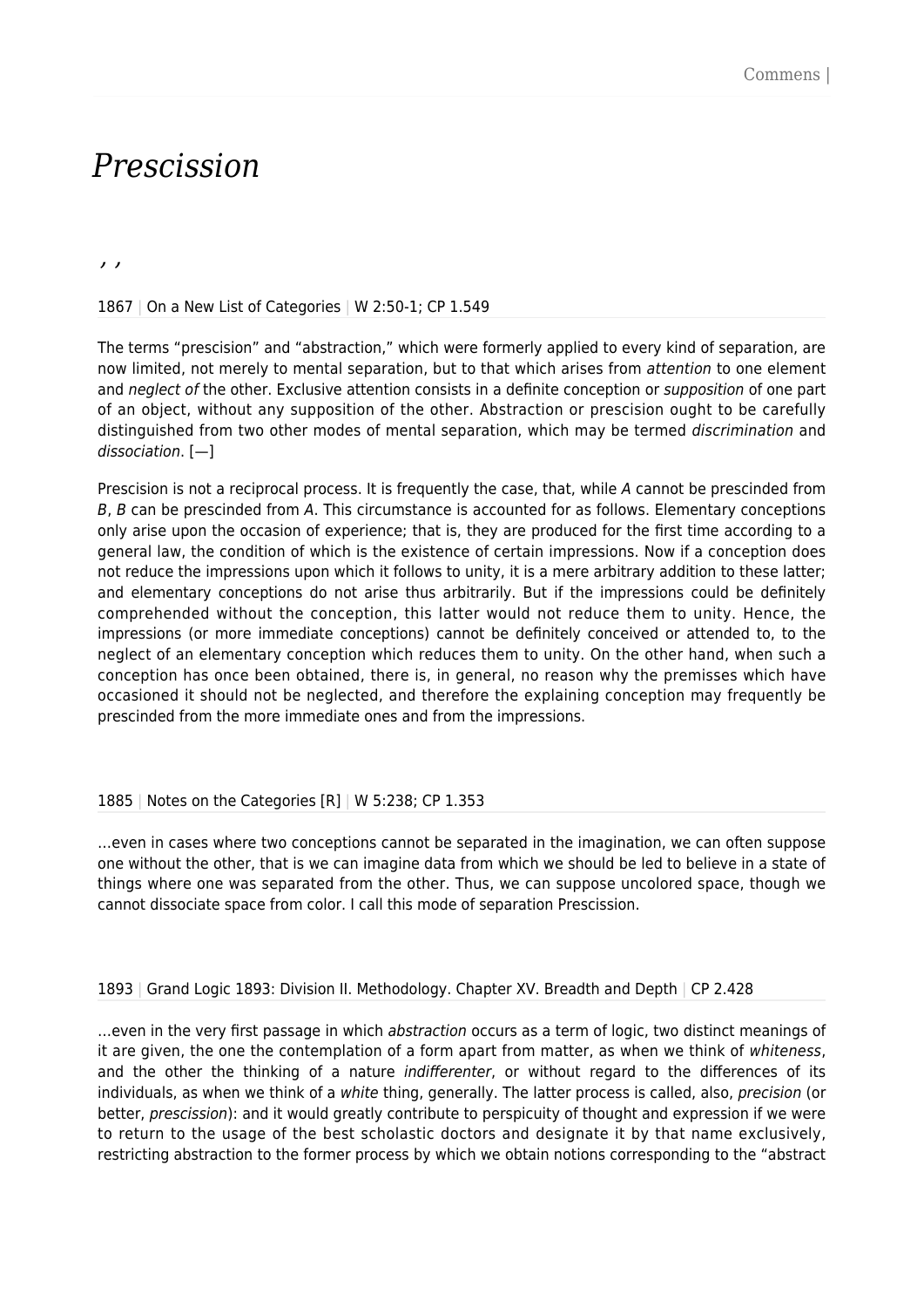# *Prescission*

, ,

1867 | On a New List of Categories | W 2:50-1; CP 1.549

The terms "prescision" and "abstraction," which were formerly applied to every kind of separation, are now limited, not merely to mental separation, but to that which arises from *attention* to one element and *neglect of* the other. Exclusive attention consists in a definite conception or *supposition* of one part of an object, without any supposition of the other. Abstraction or prescision ought to be carefully distinguished from two other modes of mental separation, which may be termed *discrimination* and *dissociation*. [—]

Prescision is not a reciprocal process. It is frequently the case, that, while *A* cannot be prescinded from *B*, *B* can be prescinded from *A*. This circumstance is accounted for as follows. Elementary conceptions only arise upon the occasion of experience; that is, they are produced for the first time according to a general law, the condition of which is the existence of certain impressions. Now if a conception does not reduce the impressions upon which it follows to unity, it is a mere arbitrary addition to these latter; and elementary conceptions do not arise thus arbitrarily. But if the impressions could be definitely comprehended without the conception, this latter would not reduce them to unity. Hence, the impressions (or more immediate conceptions) cannot be definitely conceived or attended to, to the neglect of an elementary conception which reduces them to unity. On the other hand, when such a conception has once been obtained, there is, in general, no reason why the premisses which have occasioned it should not be neglected, and therefore the explaining conception may frequently be prescinded from the more immediate ones and from the impressions.

1885 | Notes on the Categories [R] | W 5:238; CP 1.353

…even in cases where two conceptions cannot be separated in the imagination, we can often suppose one without the other, that is we can imagine data from which we should be led to believe in a state of things where one was separated from the other. Thus, we can suppose uncolored space, though we cannot dissociate space from color. I call this mode of separation Prescission.

1893 | Grand Logic 1893: Division II. Methodology. Chapter XV. Breadth and Depth | CP 2.428

…even in the very first passage in which *abstraction* occurs as a term of logic, two distinct meanings of it are given, the one the contemplation of a form apart from matter, as when we think of *whiteness*, and the other the thinking of a nature *indifferenter*, or without regard to the differences of its individuals, as when we think of a *white* thing, generally. The latter process is called, also, *precision* (or better, *prescission*): and it would greatly contribute to perspicuity of thought and expression if we were to return to the usage of the best scholastic doctors and designate it by that name exclusively, restricting abstraction to the former process by which we obtain notions corresponding to the "abstract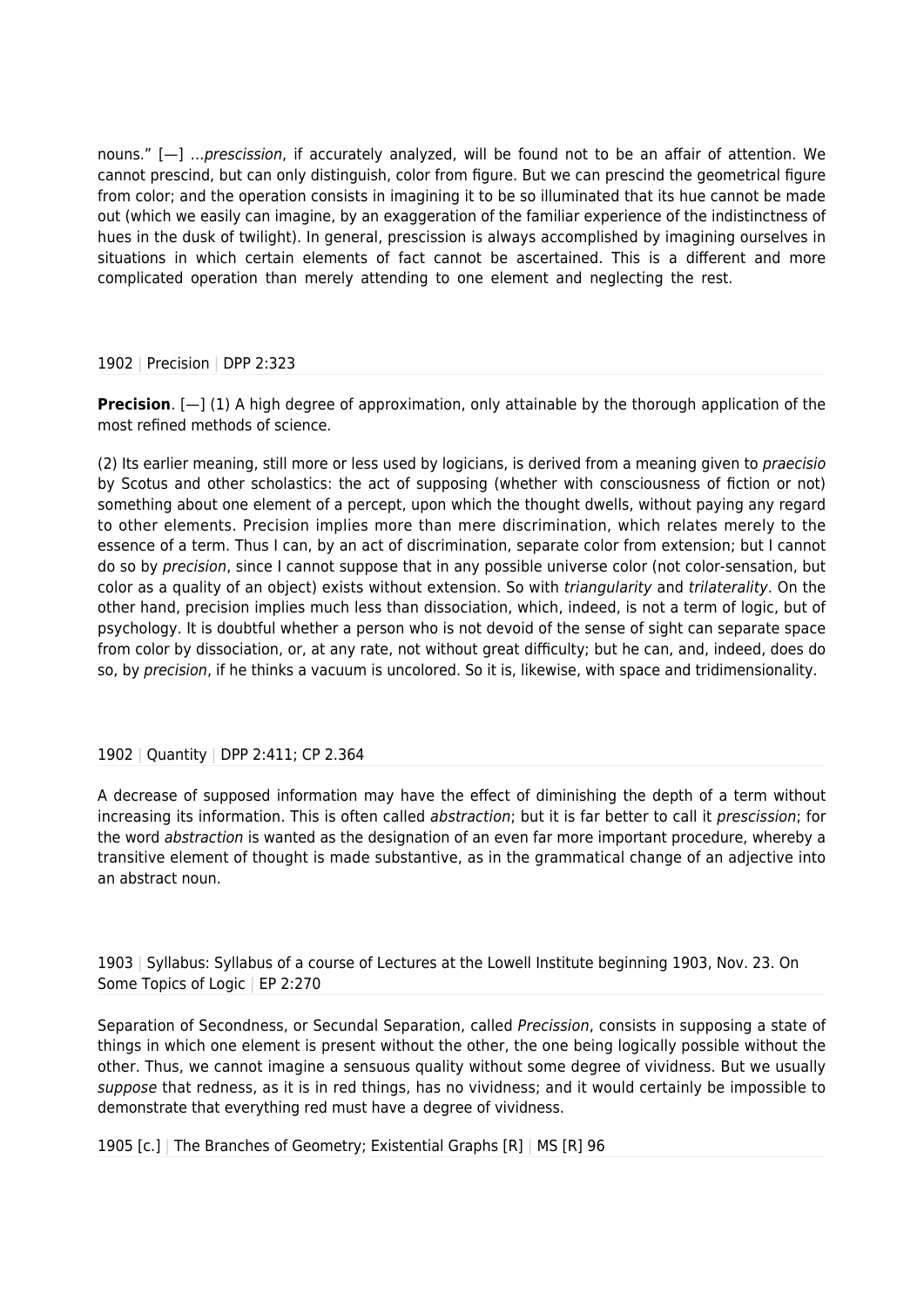nouns." [—] …*prescission*, if accurately analyzed, will be found not to be an affair of attention. We cannot prescind, but can only distinguish, color from figure. But we can prescind the geometrical figure from color; and the operation consists in imagining it to be so illuminated that its hue cannot be made out (which we easily can imagine, by an exaggeration of the familiar experience of the indistinctness of hues in the dusk of twilight). In general, prescission is always accomplished by imagining ourselves in situations in which certain elements of fact cannot be ascertained. This is a different and more complicated operation than merely attending to one element and neglecting the rest.

1902 | Precision | DPP 2:323

**Precision**. [—] (1) A high degree of approximation, only attainable by the thorough application of the most refined methods of science.

(2) Its earlier meaning, still more or less used by logicians, is derived from a meaning given to *praecisio* by Scotus and other scholastics: the act of supposing (whether with consciousness of fiction or not) something about one element of a percept, upon which the thought dwells, without paying any regard to other elements. Precision implies more than mere discrimination, which relates merely to the essence of a term. Thus I can, by an act of discrimination, separate color from extension; but I cannot do so by *precision*, since I cannot suppose that in any possible universe color (not color-sensation, but color as a quality of an object) exists without extension. So with *triangularity* and *trilaterality*. On the other hand, precision implies much less than dissociation, which, indeed, is not a term of logic, but of psychology. It is doubtful whether a person who is not devoid of the sense of sight can separate space from color by dissociation, or, at any rate, not without great difficulty; but he can, and, indeed, does do so, by *precision*, if he thinks a vacuum is uncolored. So it is, likewise, with space and tridimensionality.

1902 | Quantity | DPP 2:411; CP 2.364

A decrease of supposed information may have the effect of diminishing the depth of a term without increasing its information. This is often called *abstraction*; but it is far better to call it *prescission*; for the word *abstraction* is wanted as the designation of an even far more important procedure, whereby a transitive element of thought is made substantive, as in the grammatical change of an adjective into an abstract noun.

1903 | Syllabus: Syllabus of a course of Lectures at the Lowell Institute beginning 1903, Nov. 23. On Some Topics of Logic | EP 2:270

Separation of Secondness, or Secundal Separation, called *Precission*, consists in supposing a state of things in which one element is present without the other, the one being logically possible without the other. Thus, we cannot imagine a sensuous quality without some degree of vividness. But we usually *suppose* that redness, as it is in red things, has no vividness; and it would certainly be impossible to demonstrate that everything red must have a degree of vividness.

1905 [c.] | The Branches of Geometry; Existential Graphs [R] | MS [R] 96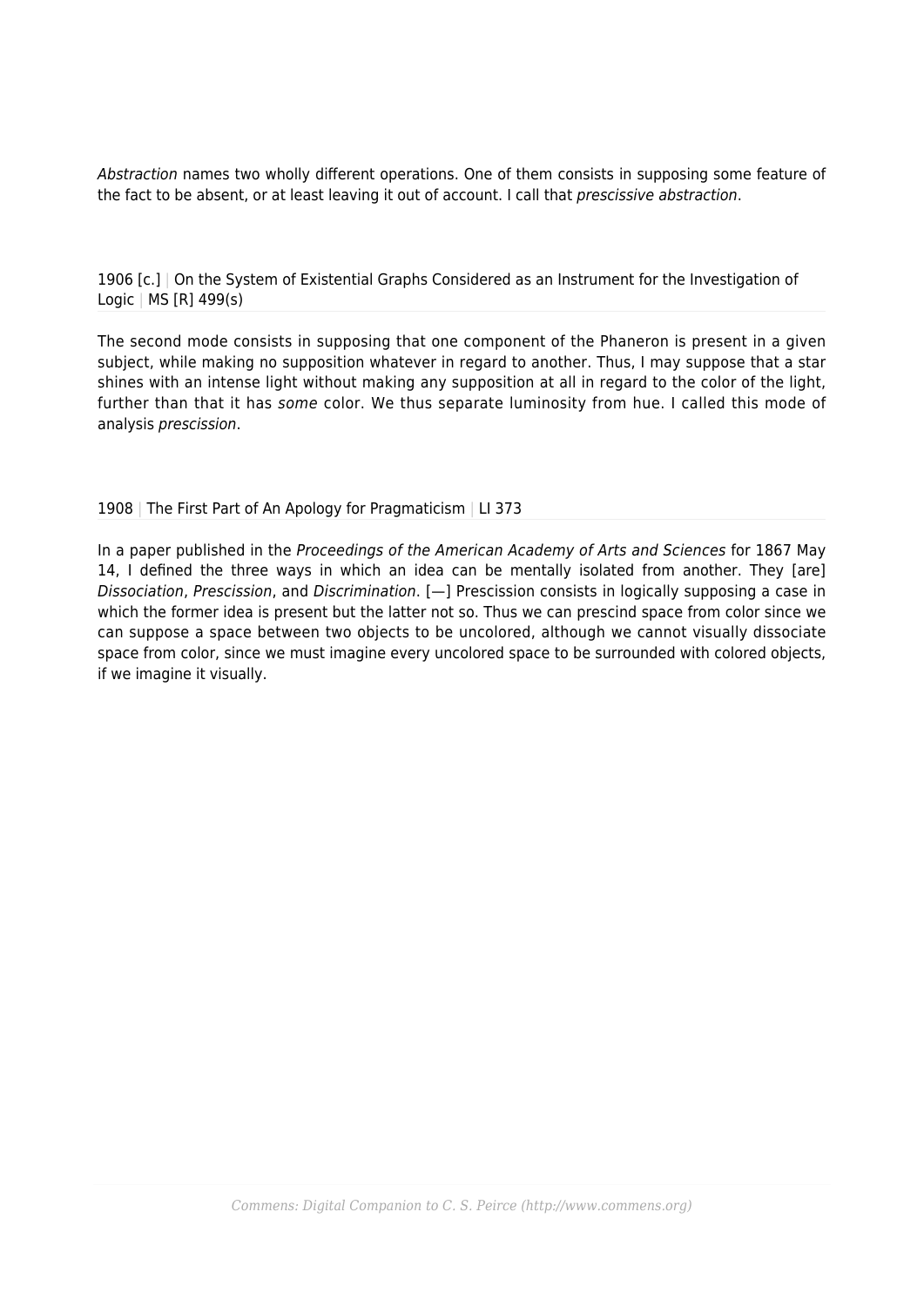*Abstraction* names two wholly different operations. One of them consists in supposing some feature of the fact to be absent, or at least leaving it out of account. I call that *prescissive abstraction*.

1906 [c.] | On the System of Existential Graphs Considered as an Instrument for the Investigation of Logic | MS [R] 499(s)

The second mode consists in supposing that one component of the Phaneron is present in a given subject, while making no supposition whatever in regard to another. Thus, I may suppose that a star shines with an intense light without making any supposition at all in regard to the color of the light, further than that it has *some* color. We thus separate luminosity from hue. I called this mode of analysis *prescission*.

1908 | The First Part of An Apology for Pragmaticism | LI 373

In a paper published in the *Proceedings of the American Academy of Arts and Sciences* for 1867 May 14, I defined the three ways in which an idea can be mentally isolated from another. They [are] *Dissociation*, *Prescission*, and *Discrimination*. [—] Prescission consists in logically supposing a case in which the former idea is present but the latter not so. Thus we can prescind space from color since we can suppose a space between two objects to be uncolored, although we cannot visually dissociate space from color, since we must imagine every uncolored space to be surrounded with colored objects, if we imagine it visually.